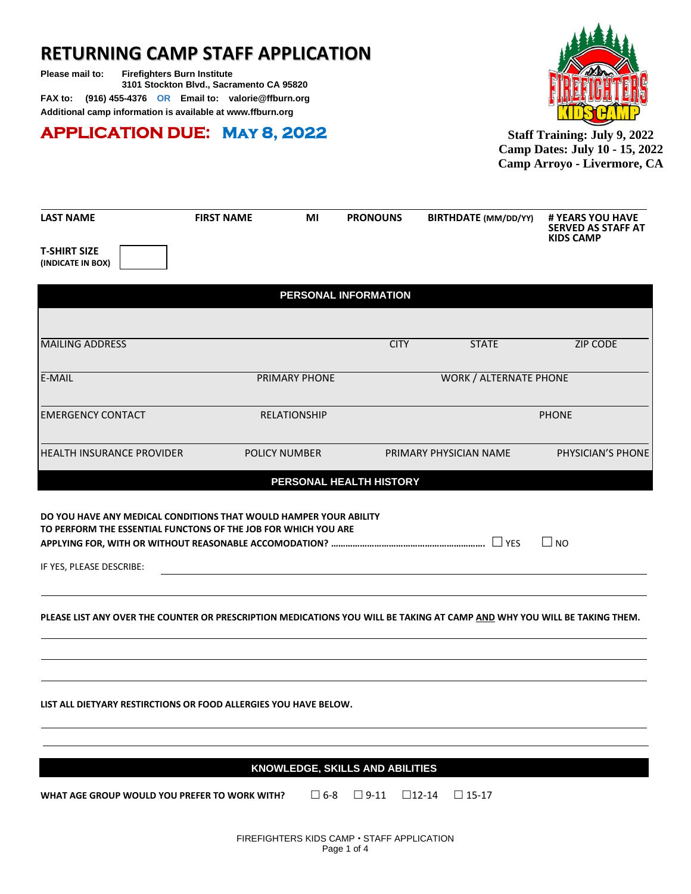# RETURNING CAMP STAFF APPLICATION

**Please mail to:** **Firefighters Burn Institute**
**3101 Stockton Blvd., Sacramento CA 95820**

**FAX to: (916) 455-4376 OR Email to: valorie@ffburn.org**

**Additional camp information is available at www.ffburn.org**

## APPLICATION DUE: May 8, 2022

**Staff Training: July 9, 2022**
**Camp Dates: July 10 - 15, 2022**
**Camp Arroyo - Livermore, CA**

| LAST NAME | FIRST NAME | MI | PRONOUNS | BIRTHDATE (MM/DD/YY) | # YEARS YOU HAVE SERVED AS STAFF AT KIDS CAMP |
|---|---|---|---|---|---|
| | | | | | |

**T-SHIRT SIZE (INDICATE IN BOX)** ☐

## PERSONAL INFORMATION

| MAILING ADDRESS | | CITY | STATE | ZIP CODE |
|---|---|---|---|---|
| | | | | |

| E-MAIL | PRIMARY PHONE | WORK / ALTERNATE PHONE |
|---|---|---|
| | | |

| EMERGENCY CONTACT | RELATIONSHIP | PHONE |
|---|---|---|
| | | |

| HEALTH INSURANCE PROVIDER | POLICY NUMBER | PRIMARY PHYSICIAN NAME | PHYSICIAN'S PHONE |
|---|---|---|---|
| | | | |

## PERSONAL HEALTH HISTORY

**DO YOU HAVE ANY MEDICAL CONDITIONS THAT WOULD HAMPER YOUR ABILITY TO PERFORM THE ESSENTIAL FUNCTONS OF THE JOB FOR WHICH YOU ARE APPLYING FOR, WITH OR WITHOUT REASONABLE ACCOMODATION?** ☐ YES ☐ NO

IF YES, PLEASE DESCRIBE: ______________________________

______________________________

**PLEASE LIST ANY OVER THE COUNTER OR PRESCRIPTION MEDICATIONS YOU WILL BE TAKING AT CAMP AND WHY YOU WILL BE TAKING THEM.**

______________________________

______________________________

______________________________

**LIST ALL DIETYARY RESTIRCTIONS OR FOOD ALLERGIES YOU HAVE BELOW.**

______________________________

______________________________

## KNOWLEDGE, SKILLS AND ABILITIES

**WHAT AGE GROUP WOULD YOU PREFER TO WORK WITH?** ☐ 6-8 ☐ 9-11 ☐ 12-14 ☐ 15-17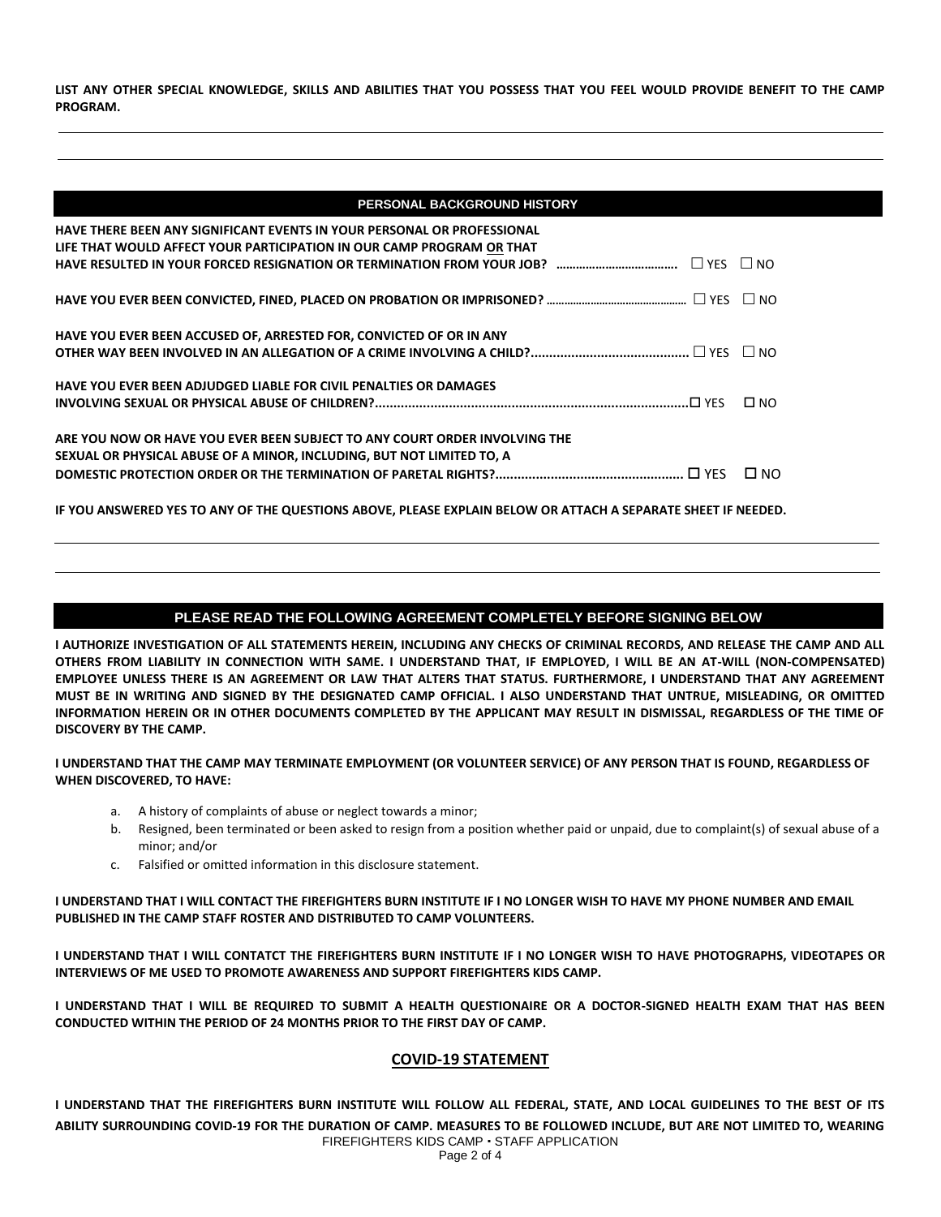**LIST ANY OTHER SPECIAL KNOWLEDGE, SKILLS AND ABILITIES THAT YOU POSSESS THAT YOU FEEL WOULD PROVIDE BENEFIT TO THE CAMP PROGRAM.**

## PERSONAL BACKGROUND HISTORY

**HAVE THERE BEEN ANY SIGNIFICANT EVENTS IN YOUR PERSONAL OR PROFESSIONAL LIFE THAT WOULD AFFECT YOUR PARTICIPATION IN OUR CAMP PROGRAM OR THAT HAVE RESULTED IN YOUR FORCED RESIGNATION OR TERMINATION FROM YOUR JOB? ……………………………….** ☐ YES ☐ NO

**HAVE YOU EVER BEEN CONVICTED, FINED, PLACED ON PROBATION OR IMPRISONED? ……………………………………………** ☐ YES ☐ NO

**HAVE YOU EVER BEEN ACCUSED OF, ARRESTED FOR, CONVICTED OF OR IN ANY OTHER WAY BEEN INVOLVED IN AN ALLEGATION OF A CRIME INVOLVING A CHILD?..........................................** ☐ YES ☐ NO

**HAVE YOU EVER BEEN ADJUDGED LIABLE FOR CIVIL PENALTIES OR DAMAGES INVOLVING SEXUAL OR PHYSICAL ABUSE OF CHILDREN?...................................................................................** ☐ YES ☐ NO

**ARE YOU NOW OR HAVE YOU EVER BEEN SUBJECT TO ANY COURT ORDER INVOLVING THE SEXUAL OR PHYSICAL ABUSE OF A MINOR, INCLUDING, BUT NOT LIMITED TO, A DOMESTIC PROTECTION ORDER OR THE TERMINATION OF PARETAL RIGHTS?..................................................** ☐ YES ☐ NO

**IF YOU ANSWERED YES TO ANY OF THE QUESTIONS ABOVE, PLEASE EXPLAIN BELOW OR ATTACH A SEPARATE SHEET IF NEEDED.**

## PLEASE READ THE FOLLOWING AGREEMENT COMPLETELY BEFORE SIGNING BELOW

**I AUTHORIZE INVESTIGATION OF ALL STATEMENTS HEREIN, INCLUDING ANY CHECKS OF CRIMINAL RECORDS, AND RELEASE THE CAMP AND ALL OTHERS FROM LIABILITY IN CONNECTION WITH SAME. I UNDERSTAND THAT, IF EMPLOYED, I WILL BE AN AT-WILL (NON-COMPENSATED) EMPLOYEE UNLESS THERE IS AN AGREEMENT OR LAW THAT ALTERS THAT STATUS. FURTHERMORE, I UNDERSTAND THAT ANY AGREEMENT MUST BE IN WRITING AND SIGNED BY THE DESIGNATED CAMP OFFICIAL. I ALSO UNDERSTAND THAT UNTRUE, MISLEADING, OR OMITTED INFORMATION HEREIN OR IN OTHER DOCUMENTS COMPLETED BY THE APPLICANT MAY RESULT IN DISMISSAL, REGARDLESS OF THE TIME OF DISCOVERY BY THE CAMP.**

**I UNDERSTAND THAT THE CAMP MAY TERMINATE EMPLOYMENT (OR VOLUNTEER SERVICE) OF ANY PERSON THAT IS FOUND, REGARDLESS OF WHEN DISCOVERED, TO HAVE:**

a. A history of complaints of abuse or neglect towards a minor;
b. Resigned, been terminated or been asked to resign from a position whether paid or unpaid, due to complaint(s) of sexual abuse of a minor; and/or
c. Falsified or omitted information in this disclosure statement.

**I UNDERSTAND THAT I WILL CONTACT THE FIREFIGHTERS BURN INSTITUTE IF I NO LONGER WISH TO HAVE MY PHONE NUMBER AND EMAIL PUBLISHED IN THE CAMP STAFF ROSTER AND DISTRIBUTED TO CAMP VOLUNTEERS.**

**I UNDERSTAND THAT I WILL CONTATCT THE FIREFIGHTERS BURN INSTITUTE IF I NO LONGER WISH TO HAVE PHOTOGRAPHS, VIDEOTAPES OR INTERVIEWS OF ME USED TO PROMOTE AWARENESS AND SUPPORT FIREFIGHTERS KIDS CAMP.**

**I UNDERSTAND THAT I WILL BE REQUIRED TO SUBMIT A HEALTH QUESTIONAIRE OR A DOCTOR-SIGNED HEALTH EXAM THAT HAS BEEN CONDUCTED WITHIN THE PERIOD OF 24 MONTHS PRIOR TO THE FIRST DAY OF CAMP.**

## COVID-19 STATEMENT

**I UNDERSTAND THAT THE FIREFIGHTERS BURN INSTITUTE WILL FOLLOW ALL FEDERAL, STATE, AND LOCAL GUIDELINES TO THE BEST OF ITS ABILITY SURROUNDING COVID-19 FOR THE DURATION OF CAMP. MEASURES TO BE FOLLOWED INCLUDE, BUT ARE NOT LIMITED TO, WEARING**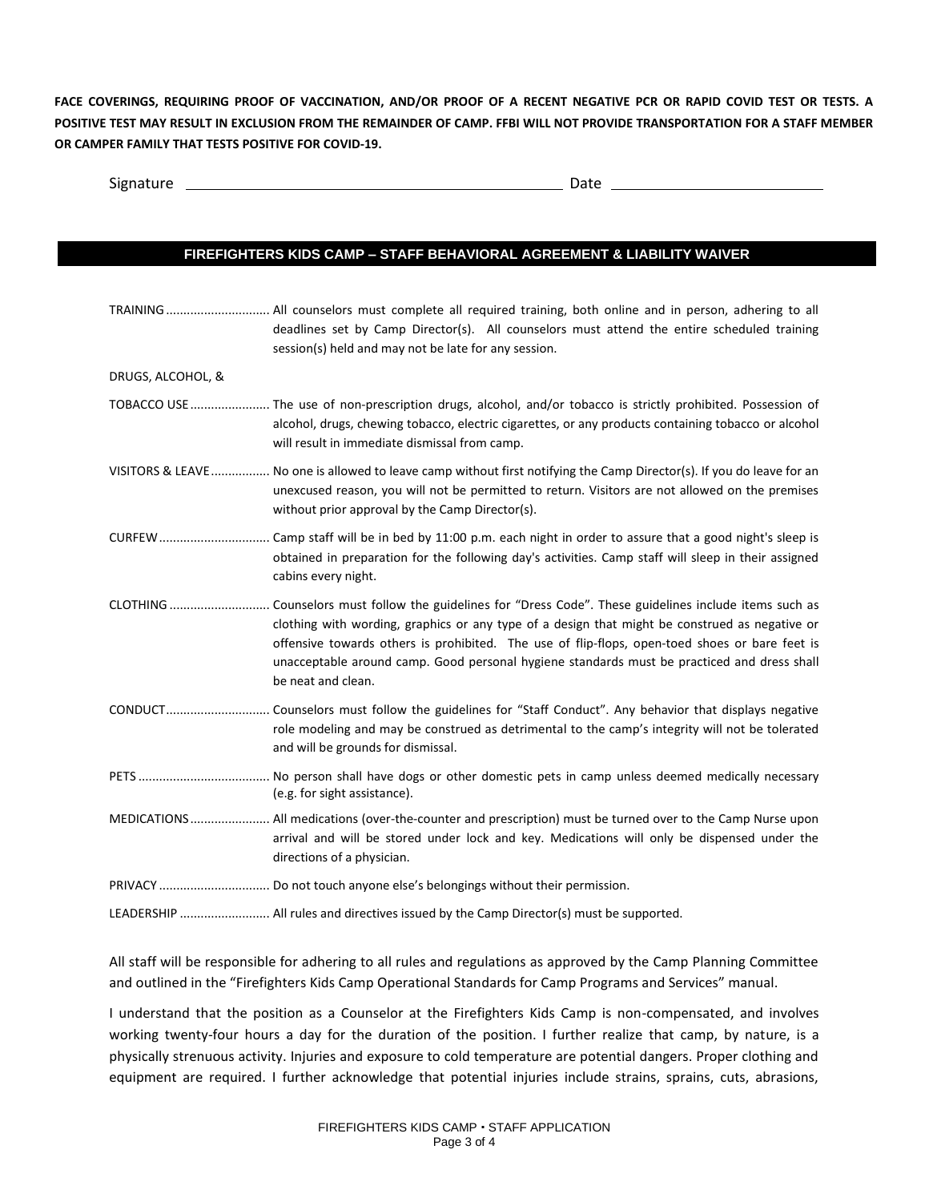**FACE COVERINGS, REQUIRING PROOF OF VACCINATION, AND/OR PROOF OF A RECENT NEGATIVE PCR OR RAPID COVID TEST OR TESTS. A POSITIVE TEST MAY RESULT IN EXCLUSION FROM THE REMAINDER OF CAMP. FFBI WILL NOT PROVIDE TRANSPORTATION FOR A STAFF MEMBER OR CAMPER FAMILY THAT TESTS POSITIVE FOR COVID-19.**

Signature ______________________________________________ Date __________________________

## FIREFIGHTERS KIDS CAMP – STAFF BEHAVIORAL AGREEMENT & LIABILITY WAIVER

TRAINING ............................ All counselors must complete all required training, both online and in person, adhering to all deadlines set by Camp Director(s). All counselors must attend the entire scheduled training session(s) held and may not be late for any session.

DRUGS, ALCOHOL, &

TOBACCO USE ...................... The use of non-prescription drugs, alcohol, and/or tobacco is strictly prohibited. Possession of alcohol, drugs, chewing tobacco, electric cigarettes, or any products containing tobacco or alcohol will result in immediate dismissal from camp.

VISITORS & LEAVE ................ No one is allowed to leave camp without first notifying the Camp Director(s). If you do leave for an unexcused reason, you will not be permitted to return. Visitors are not allowed on the premises without prior approval by the Camp Director(s).

CURFEW ............................... Camp staff will be in bed by 11:00 p.m. each night in order to assure that a good night's sleep is obtained in preparation for the following day's activities. Camp staff will sleep in their assigned cabins every night.

CLOTHING ............................ Counselors must follow the guidelines for "Dress Code". These guidelines include items such as clothing with wording, graphics or any type of a design that might be construed as negative or offensive towards others is prohibited. The use of flip-flops, open-toed shoes or bare feet is unacceptable around camp. Good personal hygiene standards must be practiced and dress shall be neat and clean.

CONDUCT............................. Counselors must follow the guidelines for "Staff Conduct". Any behavior that displays negative role modeling and may be construed as detrimental to the camp's integrity will not be tolerated and will be grounds for dismissal.

PETS ..................................... No person shall have dogs or other domestic pets in camp unless deemed medically necessary (e.g. for sight assistance).

MEDICATIONS ...................... All medications (over-the-counter and prescription) must be turned over to the Camp Nurse upon arrival and will be stored under lock and key. Medications will only be dispensed under the directions of a physician.

PRIVACY ............................... Do not touch anyone else's belongings without their permission.

LEADERSHIP ......................... All rules and directives issued by the Camp Director(s) must be supported.

All staff will be responsible for adhering to all rules and regulations as approved by the Camp Planning Committee and outlined in the "Firefighters Kids Camp Operational Standards for Camp Programs and Services" manual.

I understand that the position as a Counselor at the Firefighters Kids Camp is non-compensated, and involves working twenty-four hours a day for the duration of the position. I further realize that camp, by nature, is a physically strenuous activity. Injuries and exposure to cold temperature are potential dangers. Proper clothing and equipment are required. I further acknowledge that potential injuries include strains, sprains, cuts, abrasions,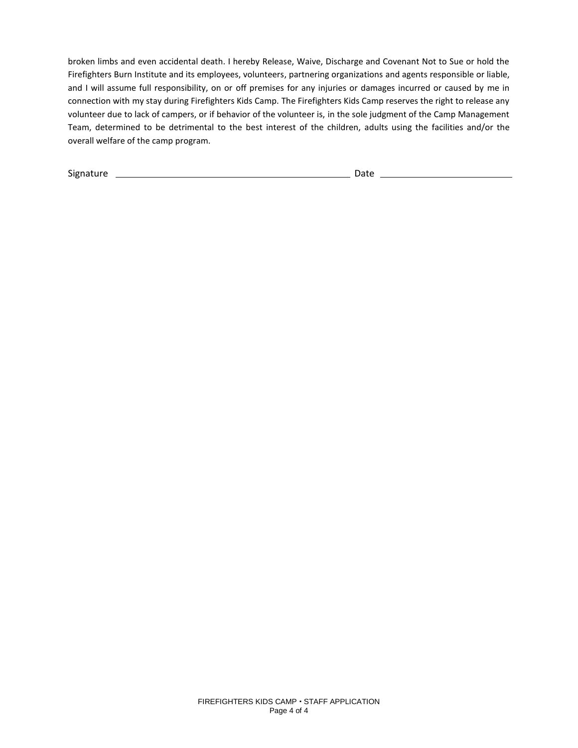broken limbs and even accidental death. I hereby Release, Waive, Discharge and Covenant Not to Sue or hold the Firefighters Burn Institute and its employees, volunteers, partnering organizations and agents responsible or liable, and I will assume full responsibility, on or off premises for any injuries or damages incurred or caused by me in connection with my stay during Firefighters Kids Camp. The Firefighters Kids Camp reserves the right to release any volunteer due to lack of campers, or if behavior of the volunteer is, in the sole judgment of the Camp Management Team, determined to be detrimental to the best interest of the children, adults using the facilities and/or the overall welfare of the camp program.

Signature \_\_\_\_\_\_\_\_\_\_\_\_\_\_\_\_\_\_\_\_\_\_\_\_\_\_\_\_\_\_\_\_\_\_\_\_\_\_\_\_ Date \_\_\_\_\_\_\_\_\_\_\_\_\_\_\_\_\_\_\_\_\_\_\_